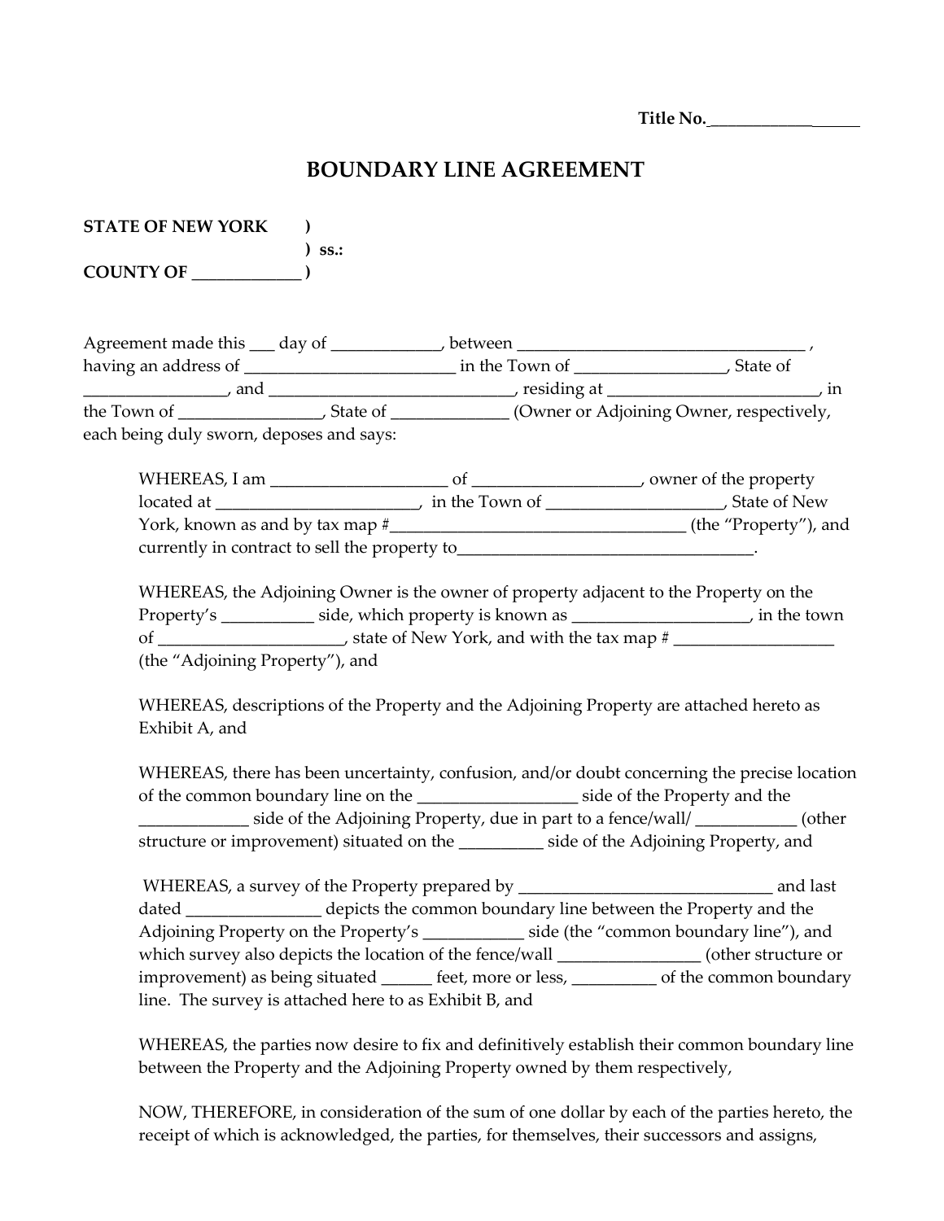Title No.__________________

# BOUNDARY LINE AGREEMENT

**STATE OF NEW YORK** )
) **ss.:**
**COUNTY OF _____________** )

Agreement made this ___ day of _____________, between __________________________________ , having an address of _________________________ in the Town of __________________, State of ________________, and _____________________________, residing at _________________________, in the Town of ________________, State of ______________ (Owner or Adjoining Owner, respectively, each being duly sworn, deposes and says:

WHEREAS, I am _____________________ of ___________________, owner of the property located at ________________________, in the Town of ____________________, State of New York, known as and by tax map #___________________________________ (the "Property"), and currently in contract to sell the property to___________________________________.

WHEREAS, the Adjoining Owner is the owner of property adjacent to the Property on the Property's ___________ side, which property is known as _____________________, in the town of _____________________, state of New York, and with the tax map # ___________________ (the "Adjoining Property"), and

WHEREAS, descriptions of the Property and the Adjoining Property are attached hereto as Exhibit A, and

WHEREAS, there has been uncertainty, confusion, and/or doubt concerning the precise location of the common boundary line on the ___________________ side of the Property and the _____________ side of the Adjoining Property, due in part to a fence/wall/ ____________ (other structure or improvement) situated on the __________ side of the Adjoining Property, and

WHEREAS, a survey of the Property prepared by _______________________________ and last dated ________________ depicts the common boundary line between the Property and the Adjoining Property on the Property's ____________ side (the "common boundary line"), and which survey also depicts the location of the fence/wall _________________ (other structure or improvement) as being situated ______ feet, more or less, __________ of the common boundary line. The survey is attached here to as Exhibit B, and

WHEREAS, the parties now desire to fix and definitively establish their common boundary line between the Property and the Adjoining Property owned by them respectively,

NOW, THEREFORE, in consideration of the sum of one dollar by each of the parties hereto, the receipt of which is acknowledged, the parties, for themselves, their successors and assigns,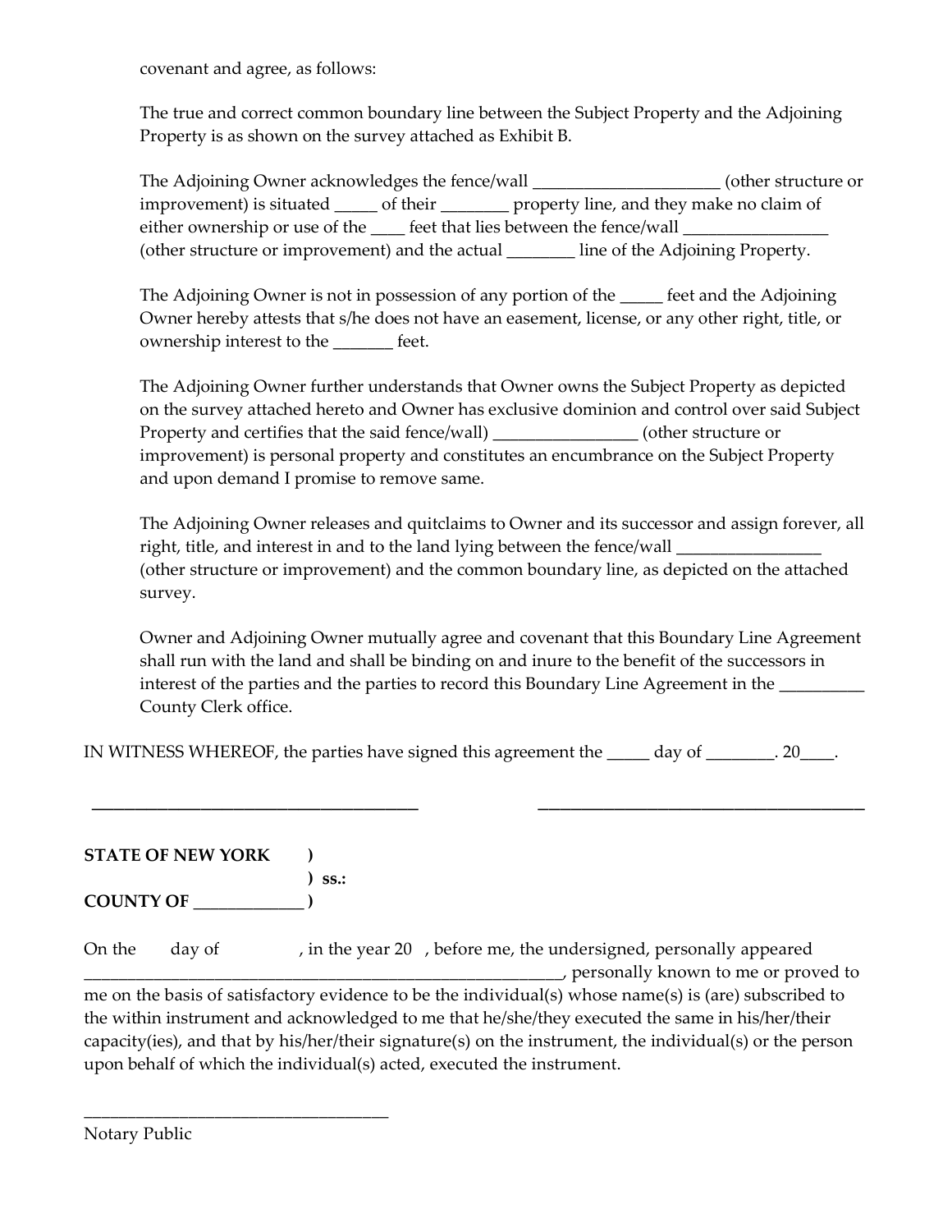covenant and agree, as follows:

The true and correct common boundary line between the Subject Property and the Adjoining Property is as shown on the survey attached as Exhibit B.

The Adjoining Owner acknowledges the fence/wall ______________________ (other structure or improvement) is situated _____ of their ________ property line, and they make no claim of either ownership or use of the ____ feet that lies between the fence/wall _________________ (other structure or improvement) and the actual ________ line of the Adjoining Property.

The Adjoining Owner is not in possession of any portion of the _____ feet and the Adjoining Owner hereby attests that s/he does not have an easement, license, or any other right, title, or ownership interest to the _______ feet.

The Adjoining Owner further understands that Owner owns the Subject Property as depicted on the survey attached hereto and Owner has exclusive dominion and control over said Subject Property and certifies that the said fence/wall) _________________ (other structure or improvement) is personal property and constitutes an encumbrance on the Subject Property and upon demand I promise to remove same.

The Adjoining Owner releases and quitclaims to Owner and its successor and assign forever, all right, title, and interest in and to the land lying between the fence/wall _________________ (other structure or improvement) and the common boundary line, as depicted on the attached survey.

Owner and Adjoining Owner mutually agree and covenant that this Boundary Line Agreement shall run with the land and shall be binding on and inure to the benefit of the successors in interest of the parties and the parties to record this Boundary Line Agreement in the __________ County Clerk office.

IN WITNESS WHEREOF, the parties have signed this agreement the _____ day of ________. 20____.

_______________________________________ _______________________________________

**STATE OF NEW YORK )**
**) ss.:**
**COUNTY OF _____________ )**

On the day of , in the year 20 , before me, the undersigned, personally appeared _________________________________________________________, personally known to me or proved to me on the basis of satisfactory evidence to be the individual(s) whose name(s) is (are) subscribed to the within instrument and acknowledged to me that he/she/they executed the same in his/her/their capacity(ies), and that by his/her/their signature(s) on the instrument, the individual(s) or the person upon behalf of which the individual(s) acted, executed the instrument.

___________________________________
Notary Public